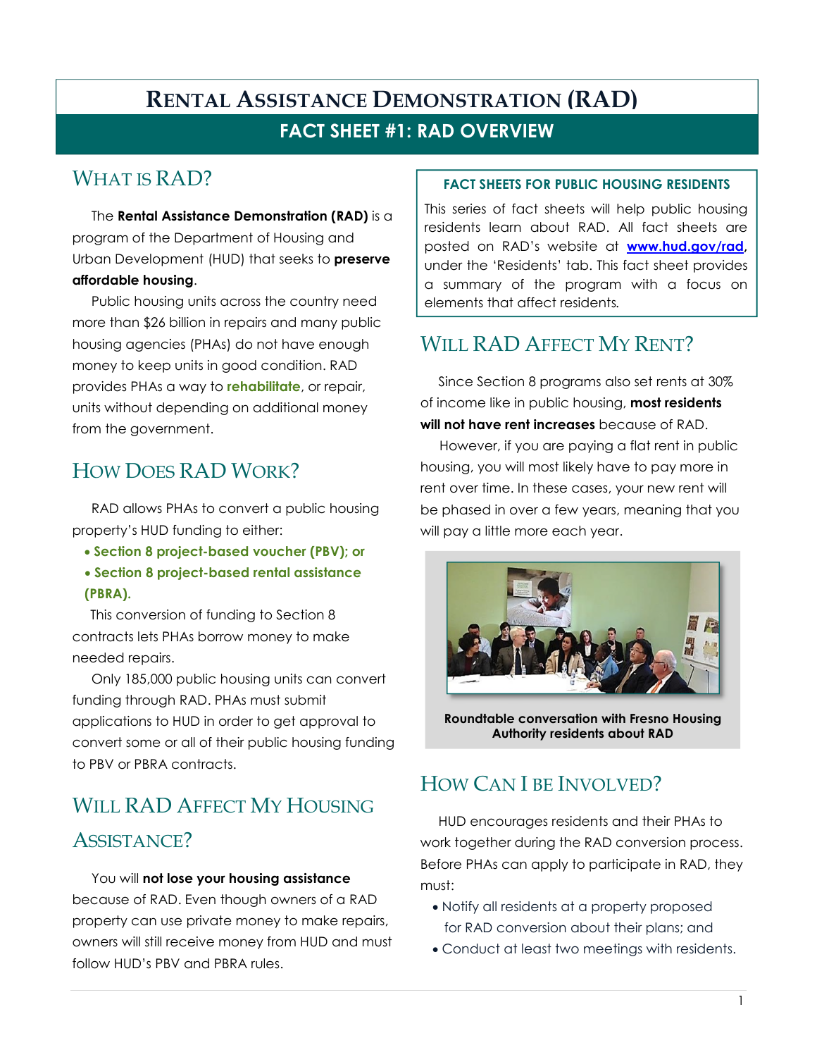# Rental Assistance Demonstration (RAD)

## FACT SHEET #1: RAD OVERVIEW

## What is RAD?

The **Rental Assistance Demonstration (RAD)** is a program of the Department of Housing and Urban Development (HUD) that seeks to **preserve affordable housing**.

Public housing units across the country need more than $26 billion in repairs and many public housing agencies (PHAs) do not have enough money to keep units in good condition. RAD provides PHAs a way to **rehabilitate**, or repair, units without depending on additional money from the government.

## How Does RAD Work?

RAD allows PHAs to convert a public housing property's HUD funding to either:

- **Section 8 project-based voucher (PBV); or**
- **Section 8 project-based rental assistance (PBRA).**

This conversion of funding to Section 8 contracts lets PHAs borrow money to make needed repairs.

Only 185,000 public housing units can convert funding through RAD. PHAs must submit applications to HUD in order to get approval to convert some or all of their public housing funding to PBV or PBRA contracts.

## Will RAD Affect My Housing Assistance?

You will **not lose your housing assistance** because of RAD. Even though owners of a RAD property can use private money to make repairs, owners will still receive money from HUD and must follow HUD's PBV and PBRA rules.

**FACT SHEETS FOR PUBLIC HOUSING RESIDENTS**

This series of fact sheets will help public housing residents learn about RAD. All fact sheets are posted on RAD's website at **www.hud.gov/rad**, under the 'Residents' tab. This fact sheet provides a summary of the program with a focus on elements that affect residents.

## Will RAD Affect My Rent?

Since Section 8 programs also set rents at 30% of income like in public housing, **most residents will not have rent increases** because of RAD.

However, if you are paying a flat rent in public housing, you will most likely have to pay more in rent over time. In these cases, your new rent will be phased in over a few years, meaning that you will pay a little more each year.

**Roundtable conversation with Fresno Housing Authority residents about RAD**

## How Can I be Involved?

HUD encourages residents and their PHAs to work together during the RAD conversion process. Before PHAs can apply to participate in RAD, they must:

- Notify all residents at a property proposed for RAD conversion about their plans; and
- Conduct at least two meetings with residents.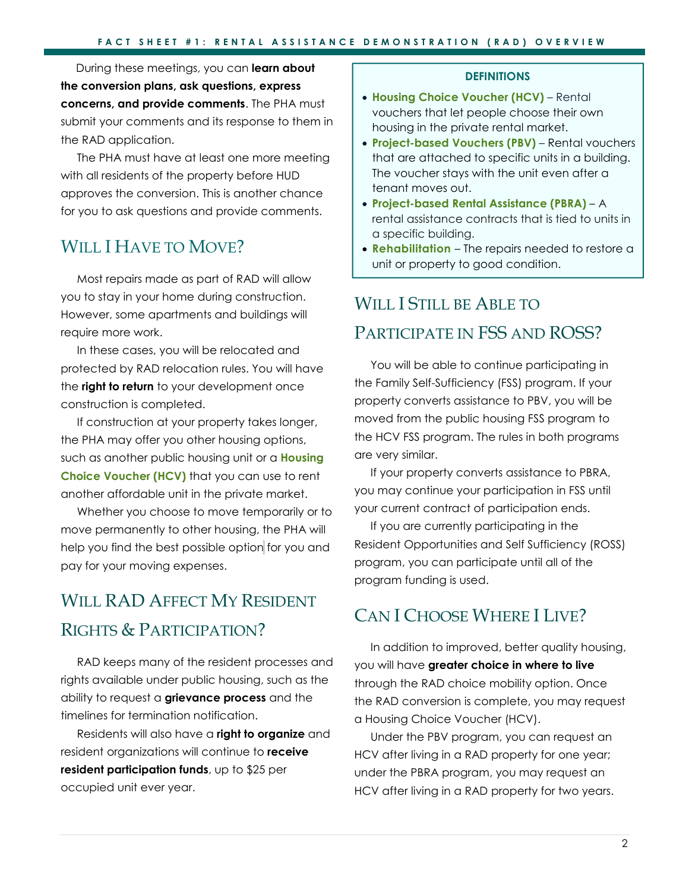During these meetings, you can **learn about the conversion plans, ask questions, express concerns, and provide comments**. The PHA must submit your comments and its response to them in the RAD application.

The PHA must have at least one more meeting with all residents of the property before HUD approves the conversion. This is another chance for you to ask questions and provide comments.

## Will I Have to Move?

Most repairs made as part of RAD will allow you to stay in your home during construction. However, some apartments and buildings will require more work.

In these cases, you will be relocated and protected by RAD relocation rules. You will have the **right to return** to your development once construction is completed.

If construction at your property takes longer, the PHA may offer you other housing options, such as another public housing unit or a **Housing Choice Voucher (HCV)** that you can use to rent another affordable unit in the private market.

Whether you choose to move temporarily or to move permanently to other housing, the PHA will help you find the best possible option for you and pay for your moving expenses.

## Will RAD Affect My Resident Rights & Participation?

RAD keeps many of the resident processes and rights available under public housing, such as the ability to request a **grievance process** and the timelines for termination notification.

Residents will also have a **right to organize** and resident organizations will continue to **receive resident participation funds**, up to $25 per occupied unit ever year.

**DEFINITIONS**

- **Housing Choice Voucher (HCV)** – Rental vouchers that let people choose their own housing in the private rental market.
- **Project-based Vouchers (PBV)** – Rental vouchers that are attached to specific units in a building. The voucher stays with the unit even after a tenant moves out.
- **Project-based Rental Assistance (PBRA)** – A rental assistance contracts that is tied to units in a specific building.
- **Rehabilitation** – The repairs needed to restore a unit or property to good condition.

## Will I Still be Able to Participate in FSS and ROSS?

You will be able to continue participating in the Family Self-Sufficiency (FSS) program. If your property converts assistance to PBV, you will be moved from the public housing FSS program to the HCV FSS program. The rules in both programs are very similar.

If your property converts assistance to PBRA, you may continue your participation in FSS until your current contract of participation ends.

If you are currently participating in the Resident Opportunities and Self Sufficiency (ROSS) program, you can participate until all of the program funding is used.

## Can I Choose Where I Live?

In addition to improved, better quality housing, you will have **greater choice in where to live** through the RAD choice mobility option. Once the RAD conversion is complete, you may request a Housing Choice Voucher (HCV).

Under the PBV program, you can request an HCV after living in a RAD property for one year; under the PBRA program, you may request an HCV after living in a RAD property for two years.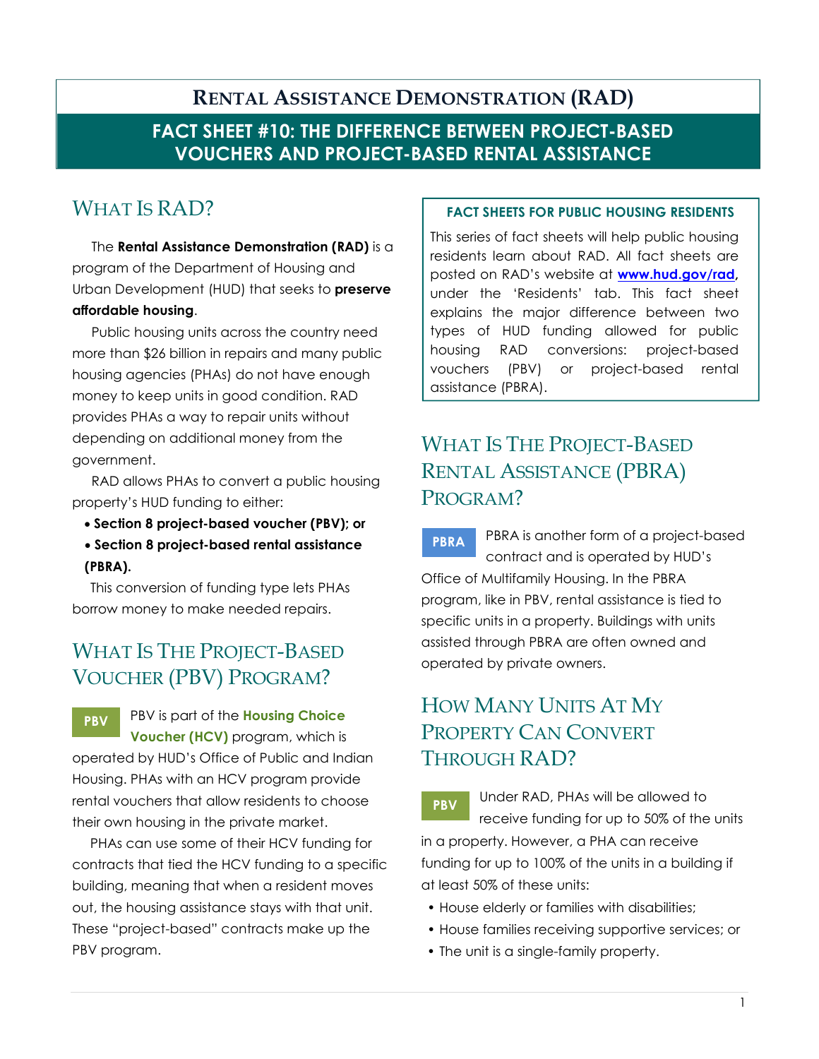# RENTAL ASSISTANCE DEMONSTRATION (RAD)

## FACT SHEET #10: THE DIFFERENCE BETWEEN PROJECT-BASED VOUCHERS AND PROJECT-BASED RENTAL ASSISTANCE

## WHAT IS RAD?

The **Rental Assistance Demonstration (RAD)** is a program of the Department of Housing and Urban Development (HUD) that seeks to **preserve affordable housing**.

Public housing units across the country need more than $26 billion in repairs and many public housing agencies (PHAs) do not have enough money to keep units in good condition. RAD provides PHAs a way to repair units without depending on additional money from the government.

RAD allows PHAs to convert a public housing property's HUD funding to either:

- **Section 8 project-based voucher (PBV); or**
- **Section 8 project-based rental assistance (PBRA).**

This conversion of funding type lets PHAs borrow money to make needed repairs.

## WHAT IS THE PROJECT-BASED VOUCHER (PBV) PROGRAM?

**PBV** PBV is part of the **Housing Choice Voucher (HCV)** program, which is operated by HUD's Office of Public and Indian Housing. PHAs with an HCV program provide rental vouchers that allow residents to choose their own housing in the private market.

PHAs can use some of their HCV funding for contracts that tied the HCV funding to a specific building, meaning that when a resident moves out, the housing assistance stays with that unit. These "project-based" contracts make up the PBV program.

**FACT SHEETS FOR PUBLIC HOUSING RESIDENTS**

This series of fact sheets will help public housing residents learn about RAD. All fact sheets are posted on RAD's website at **www.hud.gov/rad**, under the 'Residents' tab. This fact sheet explains the major difference between two types of HUD funding allowed for public housing RAD conversions: project-based vouchers (PBV) or project-based rental assistance (PBRA).

## WHAT IS THE PROJECT-BASED RENTAL ASSISTANCE (PBRA) PROGRAM?

**PBRA** PBRA is another form of a project-based contract and is operated by HUD's Office of Multifamily Housing. In the PBRA program, like in PBV, rental assistance is tied to specific units in a property. Buildings with units assisted through PBRA are often owned and operated by private owners.

## HOW MANY UNITS AT MY PROPERTY CAN CONVERT THROUGH RAD?

**PBV** Under RAD, PHAs will be allowed to receive funding for up to 50% of the units in a property. However, a PHA can receive funding for up to 100% of the units in a building if at least 50% of these units:

- House elderly or families with disabilities;
- House families receiving supportive services; or
- The unit is a single-family property.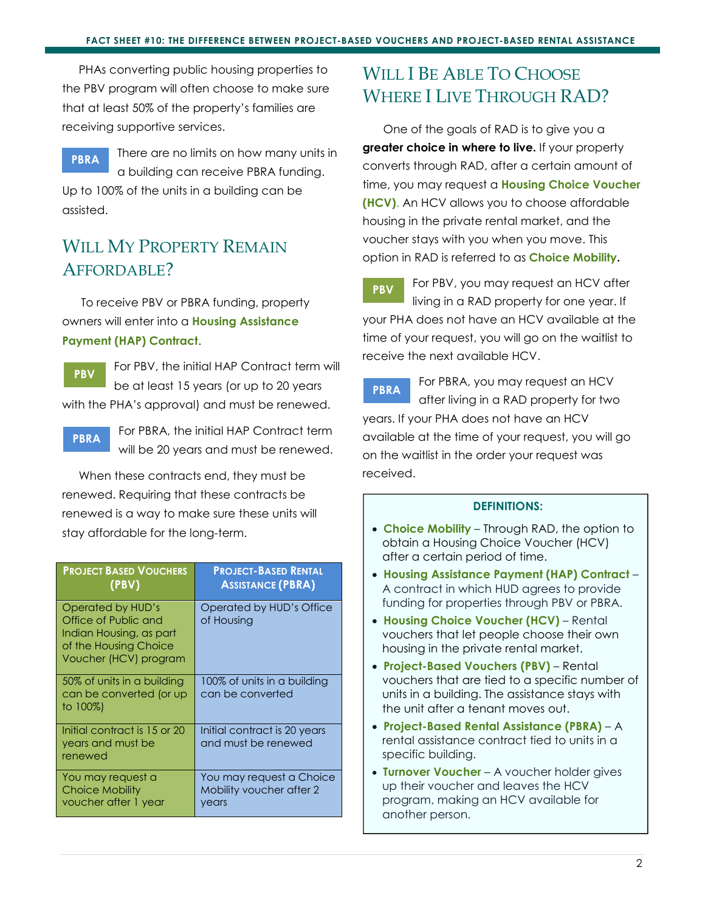PHAs converting public housing properties to the PBV program will often choose to make sure that at least 50% of the property's families are receiving supportive services.

**PBRA** There are no limits on how many units in a building can receive PBRA funding. Up to 100% of the units in a building can be assisted.

## Will My Property Remain Affordable?

To receive PBV or PBRA funding, property owners will enter into a **Housing Assistance Payment (HAP) Contract**.

**PBV** For PBV, the initial HAP Contract term will be at least 15 years (or up to 20 years with the PHA's approval) and must be renewed.

**PBRA** For PBRA, the initial HAP Contract term will be 20 years and must be renewed.

When these contracts end, they must be renewed. Requiring that these contracts be renewed is a way to make sure these units will stay affordable for the long-term.

| Project Based Vouchers (PBV) | Project-Based Rental Assistance (PBRA) |
|---|---|
| Operated by HUD's Office of Public and Indian Housing, as part of the Housing Choice Voucher (HCV) program | Operated by HUD's Office of Housing |
| 50% of units in a building can be converted (or up to 100%) | 100% of units in a building can be converted |
| Initial contract is 15 or 20 years and must be renewed | Initial contract is 20 years and must be renewed |
| You may request a Choice Mobility voucher after 1 year | You may request a Choice Mobility voucher after 2 years |

## Will I Be Able To Choose Where I Live Through RAD?

One of the goals of RAD is to give you a **greater choice in where to live.** If your property converts through RAD, after a certain amount of time, you may request a **Housing Choice Voucher (HCV)**. An HCV allows you to choose affordable housing in the private rental market, and the voucher stays with you when you move. This option in RAD is referred to as **Choice Mobility**.

**PBV** For PBV, you may request an HCV after living in a RAD property for one year. If your PHA does not have an HCV available at the time of your request, you will go on the waitlist to receive the next available HCV.

**PBRA** For PBRA, you may request an HCV after living in a RAD property for two years. If your PHA does not have an HCV available at the time of your request, you will go on the waitlist in the order your request was received.

**DEFINITIONS:**

- **Choice Mobility** – Through RAD, the option to obtain a Housing Choice Voucher (HCV) after a certain period of time.
- **Housing Assistance Payment (HAP) Contract** – A contract in which HUD agrees to provide funding for properties through PBV or PBRA.
- **Housing Choice Voucher (HCV)** – Rental vouchers that let people choose their own housing in the private rental market.
- **Project-Based Vouchers (PBV)** – Rental vouchers that are tied to a specific number of units in a building. The assistance stays with the unit after a tenant moves out.
- **Project-Based Rental Assistance (PBRA)** – A rental assistance contract tied to units in a specific building.
- **Turnover Voucher** – A voucher holder gives up their voucher and leaves the HCV program, making an HCV available for another person.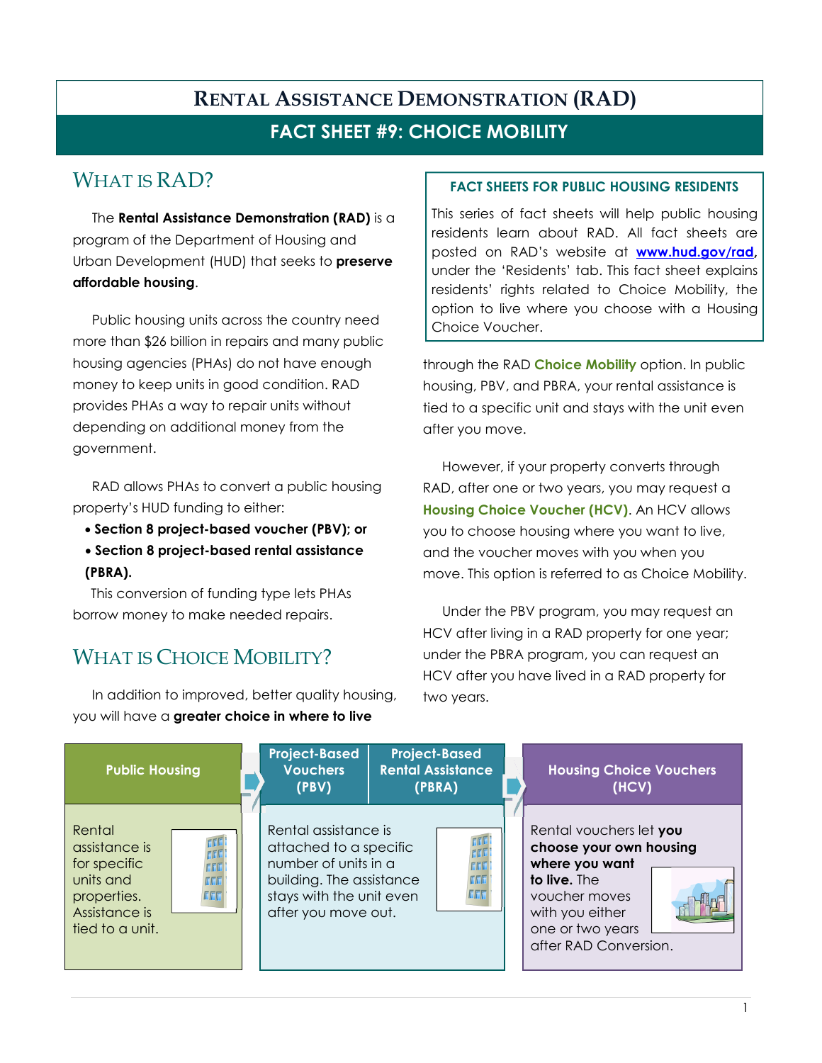# Rental Assistance Demonstration (RAD)

## FACT SHEET #9: CHOICE MOBILITY

## What is RAD?

The **Rental Assistance Demonstration (RAD)** is a program of the Department of Housing and Urban Development (HUD) that seeks to **preserve affordable housing**.

Public housing units across the country need more than $26 billion in repairs and many public housing agencies (PHAs) do not have enough money to keep units in good condition. RAD provides PHAs a way to repair units without depending on additional money from the government.

RAD allows PHAs to convert a public housing property's HUD funding to either:

- **Section 8 project-based voucher (PBV); or**
- **Section 8 project-based rental assistance (PBRA).**

This conversion of funding type lets PHAs borrow money to make needed repairs.

## What is Choice Mobility?

In addition to improved, better quality housing, you will have a **greater choice in where to live** through the RAD **Choice Mobility** option. In public housing, PBV, and PBRA, your rental assistance is tied to a specific unit and stays with the unit even after you move.

However, if your property converts through RAD, after one or two years, you may request a **Housing Choice Voucher (HCV)**. An HCV allows you to choose housing where you want to live, and the voucher moves with you when you move. This option is referred to as Choice Mobility.

Under the PBV program, you may request an HCV after living in a RAD property for one year; under the PBRA program, you can request an HCV after you have lived in a RAD property for two years.

**FACT SHEETS FOR PUBLIC HOUSING RESIDENTS**

This series of fact sheets will help public housing residents learn about RAD. All fact sheets are posted on RAD's website at **www.hud.gov/rad**, under the 'Residents' tab. This fact sheet explains residents' rights related to Choice Mobility, the option to live where you choose with a Housing Choice Voucher.

| Public Housing | Project-Based Vouchers (PBV) / Project-Based Rental Assistance (PBRA) | Housing Choice Vouchers (HCV) |
|---|---|---|
| Rental assistance is for specific units and properties. Assistance is tied to a unit. | Rental assistance is attached to a specific number of units in a building. The assistance stays with the unit even after you move out. | Rental vouchers let **you choose your own housing where you want to live.** The voucher moves with you either one or two years after RAD Conversion. |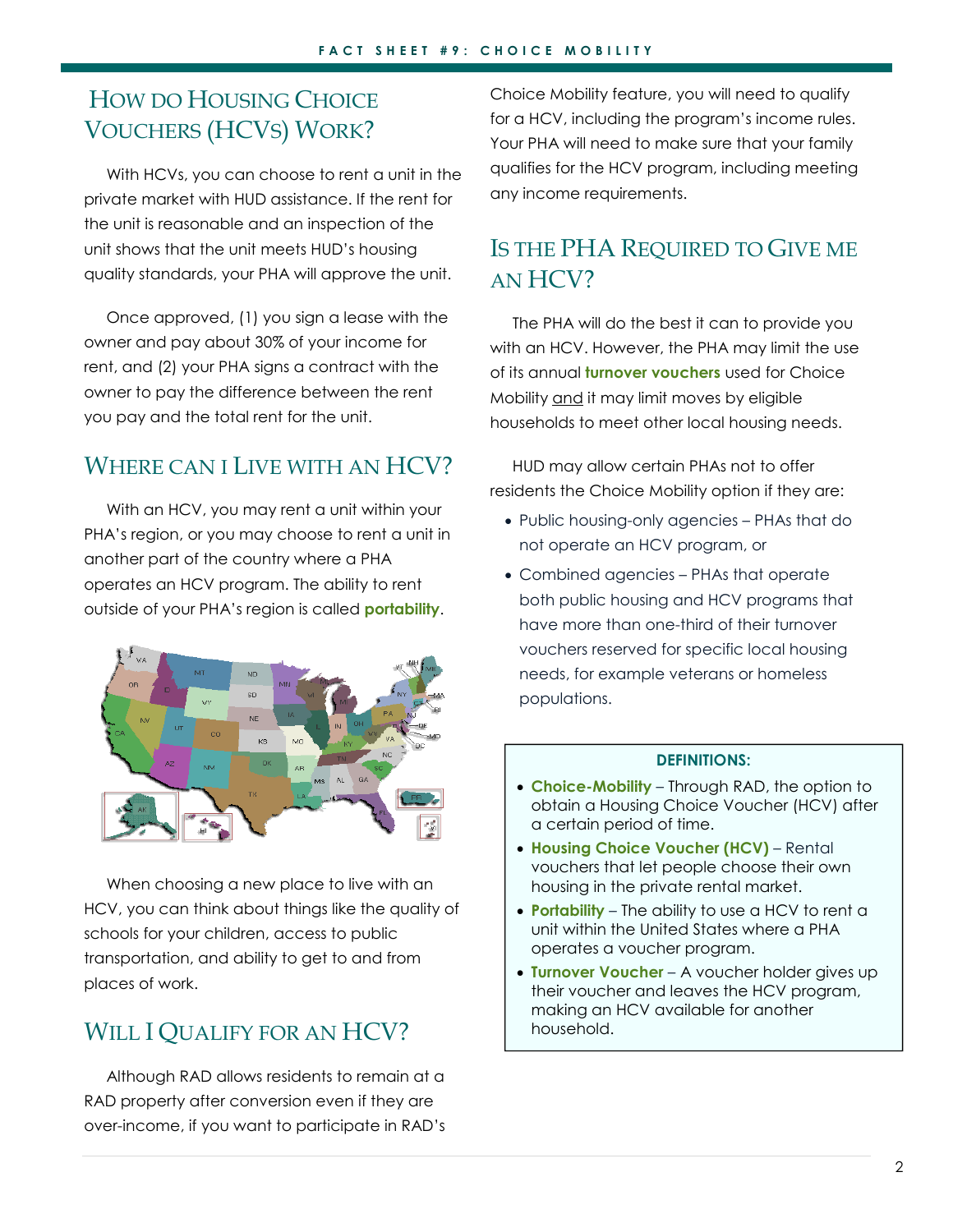## How do Housing Choice Vouchers (HCVs) Work?

With HCVs, you can choose to rent a unit in the private market with HUD assistance. If the rent for the unit is reasonable and an inspection of the unit shows that the unit meets HUD's housing quality standards, your PHA will approve the unit.

Once approved, (1) you sign a lease with the owner and pay about 30% of your income for rent, and (2) your PHA signs a contract with the owner to pay the difference between the rent you pay and the total rent for the unit.

## Where can I Live with an HCV?

With an HCV, you may rent a unit within your PHA's region, or you may choose to rent a unit in another part of the country where a PHA operates an HCV program. The ability to rent outside of your PHA's region is called **portability**.

When choosing a new place to live with an HCV, you can think about things like the quality of schools for your children, access to public transportation, and ability to get to and from places of work.

## Will I Qualify for an HCV?

Although RAD allows residents to remain at a RAD property after conversion even if they are over-income, if you want to participate in RAD's Choice Mobility feature, you will need to qualify for a HCV, including the program's income rules. Your PHA will need to make sure that your family qualifies for the HCV program, including meeting any income requirements.

## Is the PHA Required to Give me an HCV?

The PHA will do the best it can to provide you with an HCV. However, the PHA may limit the use of its annual **turnover vouchers** used for Choice Mobility and it may limit moves by eligible households to meet other local housing needs.

HUD may allow certain PHAs not to offer residents the Choice Mobility option if they are:

- Public housing-only agencies – PHAs that do not operate an HCV program, or
- Combined agencies – PHAs that operate both public housing and HCV programs that have more than one-third of their turnover vouchers reserved for specific local housing needs, for example veterans or homeless populations.

**DEFINITIONS:**

- **Choice-Mobility** – Through RAD, the option to obtain a Housing Choice Voucher (HCV) after a certain period of time.
- **Housing Choice Voucher (HCV)** – Rental vouchers that let people choose their own housing in the private rental market.
- **Portability** – The ability to use a HCV to rent a unit within the United States where a PHA operates a voucher program.
- **Turnover Voucher** – A voucher holder gives up their voucher and leaves the HCV program, making an HCV available for another household.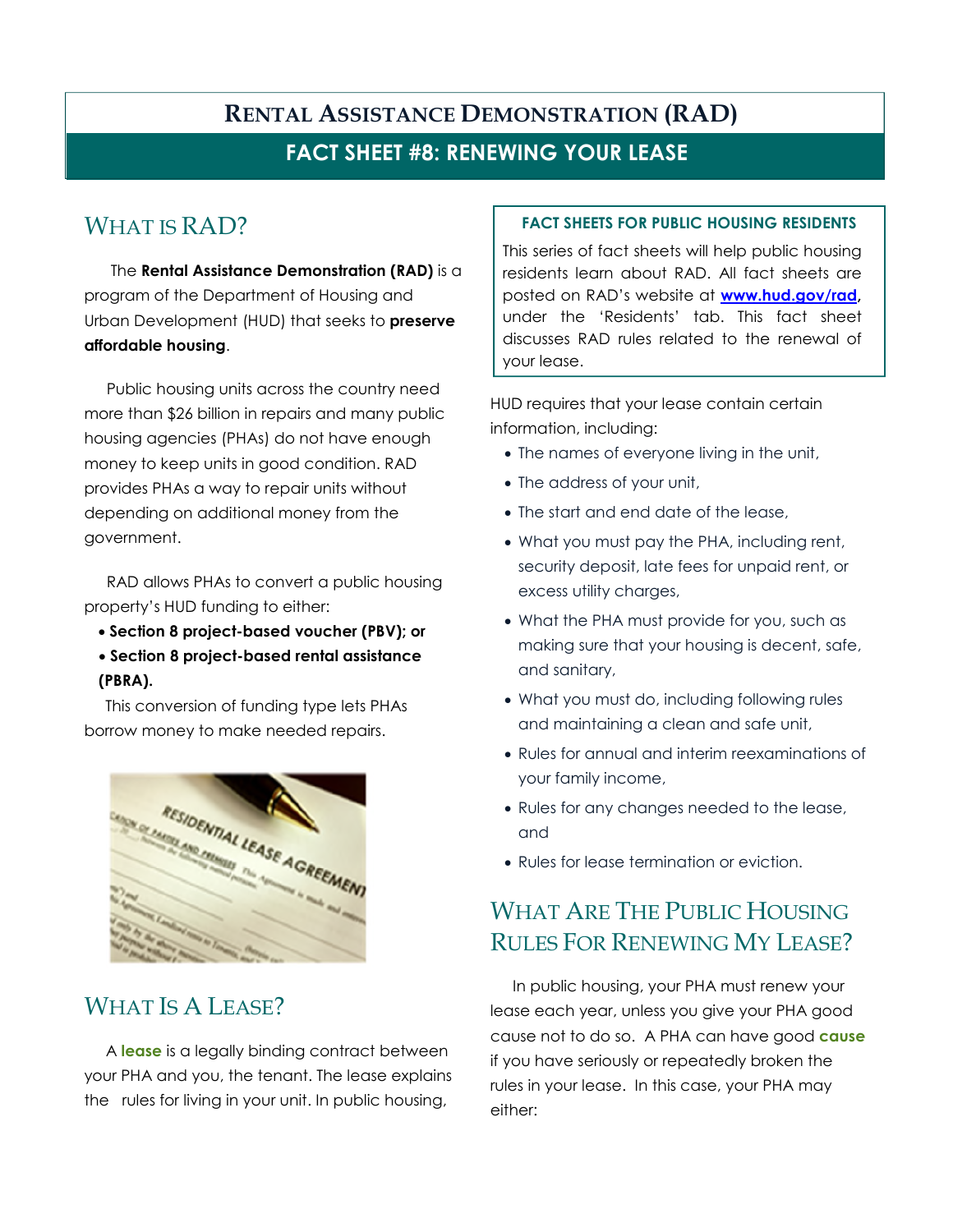# RENTAL ASSISTANCE DEMONSTRATION (RAD)

## FACT SHEET #8: RENEWING YOUR LEASE

## WHAT IS RAD?

The **Rental Assistance Demonstration (RAD)** is a program of the Department of Housing and Urban Development (HUD) that seeks to **preserve affordable housing**.

Public housing units across the country need more than $26 billion in repairs and many public housing agencies (PHAs) do not have enough money to keep units in good condition. RAD provides PHAs a way to repair units without depending on additional money from the government.

RAD allows PHAs to convert a public housing property's HUD funding to either:

- **Section 8 project-based voucher (PBV); or**
- **Section 8 project-based rental assistance (PBRA).**

This conversion of funding type lets PHAs borrow money to make needed repairs.

## WHAT IS A LEASE?

A **lease** is a legally binding contract between your PHA and you, the tenant. The lease explains the rules for living in your unit. In public housing,

**FACT SHEETS FOR PUBLIC HOUSING RESIDENTS**

This series of fact sheets will help public housing residents learn about RAD. All fact sheets are posted on RAD's website at **www.hud.gov/rad**, under the 'Residents' tab. This fact sheet discusses RAD rules related to the renewal of your lease.

HUD requires that your lease contain certain information, including:

- The names of everyone living in the unit,
- The address of your unit,
- The start and end date of the lease,
- What you must pay the PHA, including rent, security deposit, late fees for unpaid rent, or excess utility charges,
- What the PHA must provide for you, such as making sure that your housing is decent, safe, and sanitary,
- What you must do, including following rules and maintaining a clean and safe unit,
- Rules for annual and interim reexaminations of your family income,
- Rules for any changes needed to the lease, and
- Rules for lease termination or eviction.

## WHAT ARE THE PUBLIC HOUSING RULES FOR RENEWING MY LEASE?

In public housing, your PHA must renew your lease each year, unless you give your PHA good cause not to do so. A PHA can have good **cause** if you have seriously or repeatedly broken the rules in your lease. In this case, your PHA may either: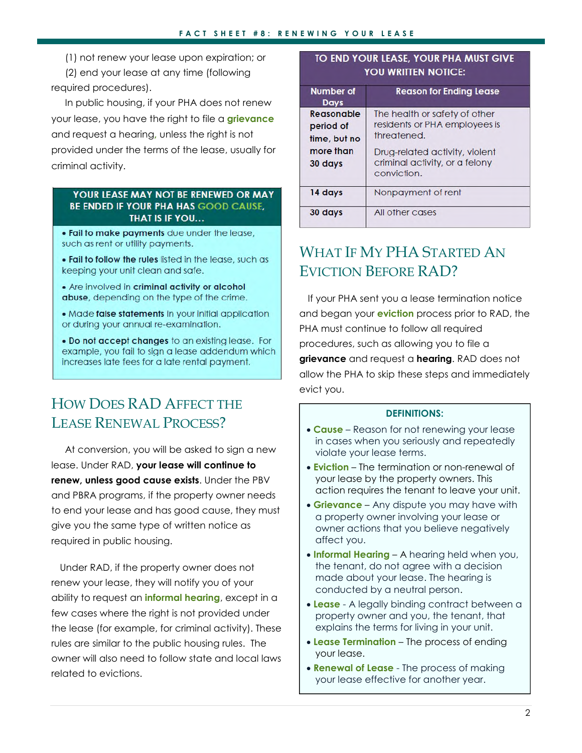(1) not renew your lease upon expiration; or

(2) end your lease at any time (following required procedures).

In public housing, if your PHA does not renew your lease, you have the right to file a **grievance** and request a hearing, unless the right is not provided under the terms of the lease, usually for criminal activity.

**YOUR LEASE MAY NOT BE RENEWED OR MAY BE ENDED IF YOUR PHA HAS GOOD CAUSE, THAT IS IF YOU...**

- **Fail to make payments** due under the lease, such as rent or utility payments.
- **Fail to follow the rules** listed in the lease, such as keeping your unit clean and safe.
- Are involved in **criminal activity or alcohol abuse**, depending on the type of the crime.
- Made **false statements** in your initial application or during your annual re-examination.
- **Do not accept changes** to an existing lease. For example, you fail to sign a lease addendum which increases late fees for a late rental payment.

## How Does RAD Affect the Lease Renewal Process?

At conversion, you will be asked to sign a new lease. Under RAD, **your lease will continue to renew, unless good cause exists**. Under the PBV and PBRA programs, if the property owner needs to end your lease and has good cause, they must give you the same type of written notice as required in public housing.

Under RAD, if the property owner does not renew your lease, they will notify you of your ability to request an **informal hearing**, except in a few cases where the right is not provided under the lease (for example, for criminal activity). These rules are similar to the public housing rules. The owner will also need to follow state and local laws related to evictions.

**TO END YOUR LEASE, YOUR PHA MUST GIVE YOU WRITTEN NOTICE:**

| Number of Days | Reason for Ending Lease |
|---|---|
| Reasonable period of time, but no more than 30 days | The health or safety of other residents or PHA employees is threatened. Drug-related activity, violent criminal activity, or a felony conviction. |
| 14 days | Nonpayment of rent |
| 30 days | All other cases |

## What If My PHA Started An Eviction Before RAD?

If your PHA sent you a lease termination notice and began your **eviction** process prior to RAD, the PHA must continue to follow all required procedures, such as allowing you to file a **grievance** and request a **hearing**. RAD does not allow the PHA to skip these steps and immediately evict you.

**DEFINITIONS:**

- **Cause** – Reason for not renewing your lease in cases when you seriously and repeatedly violate your lease terms.
- **Eviction** – The termination or non-renewal of your lease by the property owners. This action requires the tenant to leave your unit.
- **Grievance** – Any dispute you may have with a property owner involving your lease or owner actions that you believe negatively affect you.
- **Informal Hearing** – A hearing held when you, the tenant, do not agree with a decision made about your lease. The hearing is conducted by a neutral person.
- **Lease** - A legally binding contract between a property owner and you, the tenant, that explains the terms for living in your unit.
- **Lease Termination** – The process of ending your lease.
- **Renewal of Lease** - The process of making your lease effective for another year.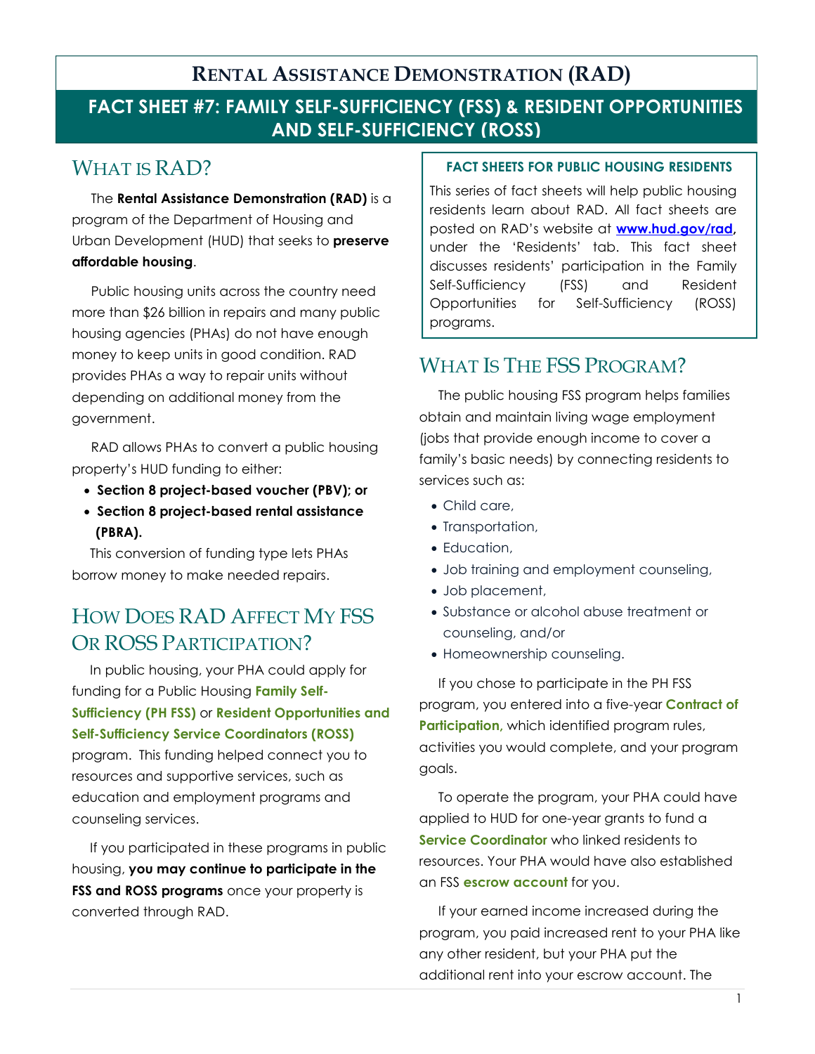# RENTAL ASSISTANCE DEMONSTRATION (RAD)

## FACT SHEET #7: FAMILY SELF-SUFFICIENCY (FSS) & RESIDENT OPPORTUNITIES AND SELF-SUFFICIENCY (ROSS)

## WHAT IS RAD?

The **Rental Assistance Demonstration (RAD)** is a program of the Department of Housing and Urban Development (HUD) that seeks to **preserve affordable housing**.

Public housing units across the country need more than $26 billion in repairs and many public housing agencies (PHAs) do not have enough money to keep units in good condition. RAD provides PHAs a way to repair units without depending on additional money from the government.

RAD allows PHAs to convert a public housing property's HUD funding to either:

- **Section 8 project-based voucher (PBV); or**
- **Section 8 project-based rental assistance (PBRA).**

This conversion of funding type lets PHAs borrow money to make needed repairs.

## HOW DOES RAD AFFECT MY FSS OR ROSS PARTICIPATION?

In public housing, your PHA could apply for funding for a Public Housing **Family Self-Sufficiency (PH FSS)** or **Resident Opportunities and Self-Sufficiency Service Coordinators (ROSS)** program. This funding helped connect you to resources and supportive services, such as education and employment programs and counseling services.

If you participated in these programs in public housing, **you may continue to participate in the FSS and ROSS programs** once your property is converted through RAD.

### FACT SHEETS FOR PUBLIC HOUSING RESIDENTS

This series of fact sheets will help public housing residents learn about RAD. All fact sheets are posted on RAD's website at **www.hud.gov/rad**, under the 'Residents' tab. This fact sheet discusses residents' participation in the Family Self-Sufficiency (FSS) and Resident Opportunities for Self-Sufficiency (ROSS) programs.

## WHAT IS THE FSS PROGRAM?

The public housing FSS program helps families obtain and maintain living wage employment (jobs that provide enough income to cover a family's basic needs) by connecting residents to services such as:

- Child care,
- Transportation,
- Education,
- Job training and employment counseling,
- Job placement,
- Substance or alcohol abuse treatment or counseling, and/or
- Homeownership counseling.

If you chose to participate in the PH FSS program, you entered into a five-year **Contract of Participation,** which identified program rules, activities you would complete, and your program goals.

To operate the program, your PHA could have applied to HUD for one-year grants to fund a **Service Coordinator** who linked residents to resources. Your PHA would have also established an FSS **escrow account** for you.

If your earned income increased during the program, you paid increased rent to your PHA like any other resident, but your PHA put the additional rent into your escrow account. The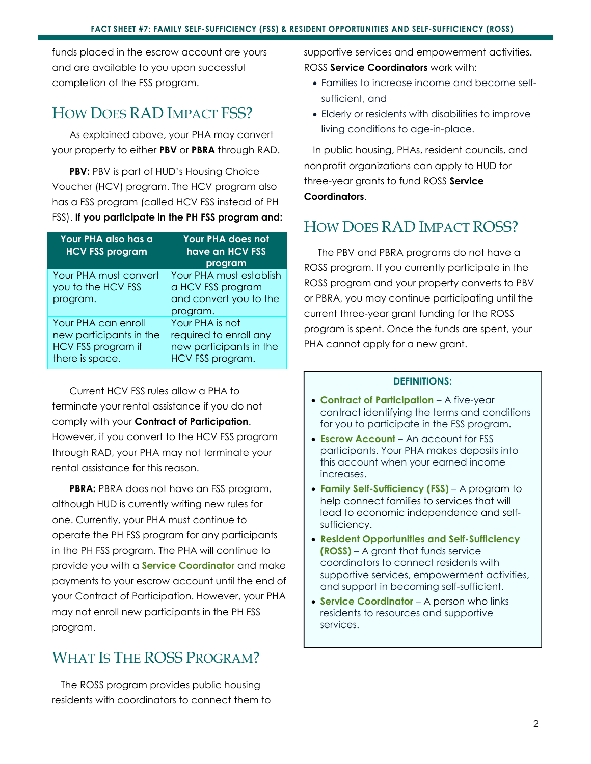funds placed in the escrow account are yours and are available to you upon successful completion of the FSS program.

## How Does RAD Impact FSS?

As explained above, your PHA may convert your property to either **PBV** or **PBRA** through RAD.

**PBV:** PBV is part of HUD's Housing Choice Voucher (HCV) program. The HCV program also has a FSS program (called HCV FSS instead of PH FSS). **If you participate in the PH FSS program and:**

| Your PHA also has a HCV FSS program | Your PHA does not have an HCV FSS program |
|---|---|
| Your PHA must convert you to the HCV FSS program. | Your PHA must establish a HCV FSS program and convert you to the program. |
| Your PHA can enroll new participants in the HCV FSS program if there is space. | Your PHA is not required to enroll any new participants in the HCV FSS program. |

Current HCV FSS rules allow a PHA to terminate your rental assistance if you do not comply with your **Contract of Participation**. However, if you convert to the HCV FSS program through RAD, your PHA may not terminate your rental assistance for this reason.

**PBRA:** PBRA does not have an FSS program, although HUD is currently writing new rules for one. Currently, your PHA must continue to operate the PH FSS program for any participants in the PH FSS program. The PHA will continue to provide you with a **Service Coordinator** and make payments to your escrow account until the end of your Contract of Participation. However, your PHA may not enroll new participants in the PH FSS program.

## What Is The ROSS Program?

The ROSS program provides public housing residents with coordinators to connect them to supportive services and empowerment activities. ROSS **Service Coordinators** work with:

- Families to increase income and become self-sufficient, and
- Elderly or residents with disabilities to improve living conditions to age-in-place.

In public housing, PHAs, resident councils, and nonprofit organizations can apply to HUD for three-year grants to fund ROSS **Service Coordinators**.

## How Does RAD Impact ROSS?

The PBV and PBRA programs do not have a ROSS program. If you currently participate in the ROSS program and your property converts to PBV or PBRA, you may continue participating until the current three-year grant funding for the ROSS program is spent. Once the funds are spent, your PHA cannot apply for a new grant.

**DEFINITIONS:**

- **Contract of Participation** – A five-year contract identifying the terms and conditions for you to participate in the FSS program.
- **Escrow Account** – An account for FSS participants. Your PHA makes deposits into this account when your earned income increases.
- **Family Self-Sufficiency (FSS)** – A program to help connect families to services that will lead to economic independence and self-sufficiency.
- **Resident Opportunities and Self-Sufficiency (ROSS)** – A grant that funds service coordinators to connect residents with supportive services, empowerment activities, and support in becoming self-sufficient.
- **Service Coordinator** – A person who links residents to resources and supportive services.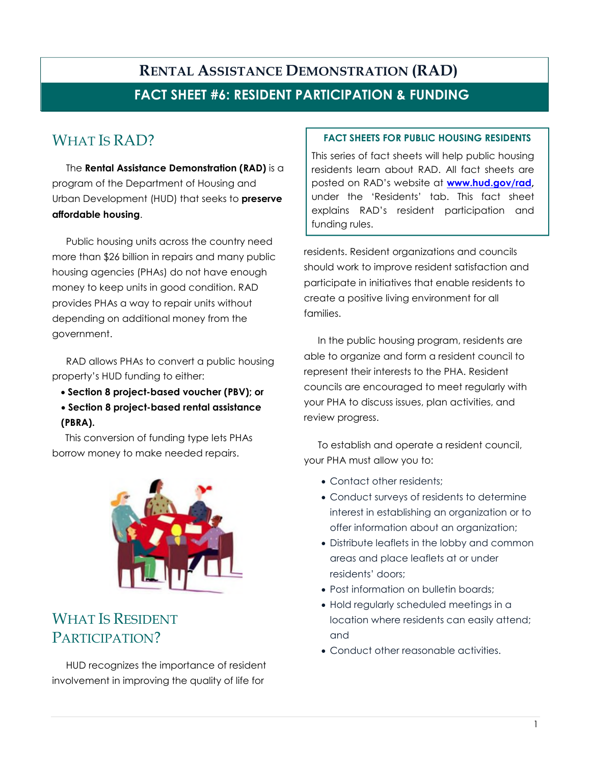# Rental Assistance Demonstration (RAD)

## Fact Sheet #6: Resident Participation & Funding

**FACT SHEETS FOR PUBLIC HOUSING RESIDENTS**

This series of fact sheets will help public housing residents learn about RAD. All fact sheets are posted on RAD's website at **www.hud.gov/rad**, under the 'Residents' tab. This fact sheet explains RAD's resident participation and funding rules.

## What Is RAD?

The **Rental Assistance Demonstration (RAD)** is a program of the Department of Housing and Urban Development (HUD) that seeks to **preserve affordable housing**.

Public housing units across the country need more than $26 billion in repairs and many public housing agencies (PHAs) do not have enough money to keep units in good condition. RAD provides PHAs a way to repair units without depending on additional money from the government.

RAD allows PHAs to convert a public housing property's HUD funding to either:

- **Section 8 project-based voucher (PBV); or**
- **Section 8 project-based rental assistance (PBRA).**

This conversion of funding type lets PHAs borrow money to make needed repairs.

## What Is Resident Participation?

HUD recognizes the importance of resident involvement in improving the quality of life for residents. Resident organizations and councils should work to improve resident satisfaction and participate in initiatives that enable residents to create a positive living environment for all families.

In the public housing program, residents are able to organize and form a resident council to represent their interests to the PHA. Resident councils are encouraged to meet regularly with your PHA to discuss issues, plan activities, and review progress.

To establish and operate a resident council, your PHA must allow you to:

- Contact other residents;
- Conduct surveys of residents to determine interest in establishing an organization or to offer information about an organization;
- Distribute leaflets in the lobby and common areas and place leaflets at or under residents' doors;
- Post information on bulletin boards;
- Hold regularly scheduled meetings in a location where residents can easily attend; and
- Conduct other reasonable activities.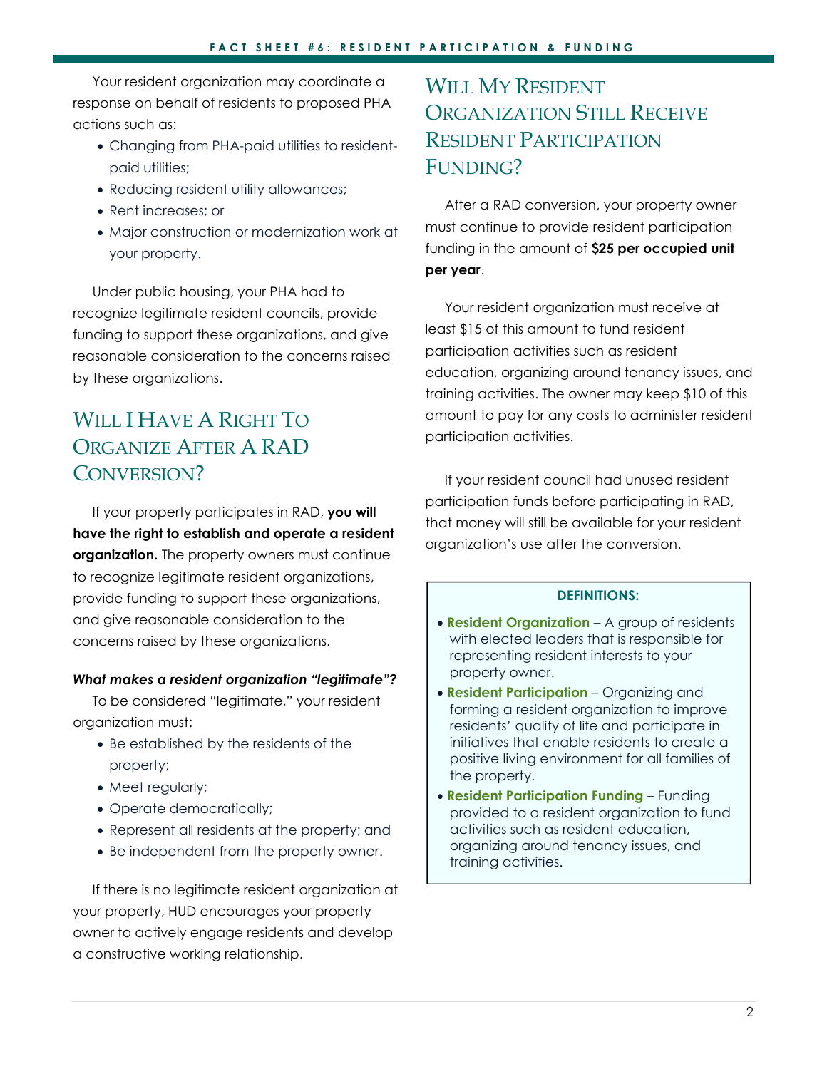Your resident organization may coordinate a response on behalf of residents to proposed PHA actions such as:

- Changing from PHA-paid utilities to resident-paid utilities;
- Reducing resident utility allowances;
- Rent increases; or
- Major construction or modernization work at your property.

Under public housing, your PHA had to recognize legitimate resident councils, provide funding to support these organizations, and give reasonable consideration to the concerns raised by these organizations.

## Will I Have A Right To Organize After A RAD Conversion?

If your property participates in RAD, **you will have the right to establish and operate a resident organization.** The property owners must continue to recognize legitimate resident organizations, provide funding to support these organizations, and give reasonable consideration to the concerns raised by these organizations.

***What makes a resident organization "legitimate"?***

To be considered "legitimate," your resident organization must:

- Be established by the residents of the property;
- Meet regularly;
- Operate democratically;
- Represent all residents at the property; and
- Be independent from the property owner.

If there is no legitimate resident organization at your property, HUD encourages your property owner to actively engage residents and develop a constructive working relationship.

## Will My Resident Organization Still Receive Resident Participation Funding?

After a RAD conversion, your property owner must continue to provide resident participation funding in the amount of **$25 per occupied unit per year**.

Your resident organization must receive at least $15 of this amount to fund resident participation activities such as resident education, organizing around tenancy issues, and training activities. The owner may keep $10 of this amount to pay for any costs to administer resident participation activities.

If your resident council had unused resident participation funds before participating in RAD, that money will still be available for your resident organization's use after the conversion.

**DEFINITIONS:**

- **Resident Organization** – A group of residents with elected leaders that is responsible for representing resident interests to your property owner.
- **Resident Participation** – Organizing and forming a resident organization to improve residents' quality of life and participate in initiatives that enable residents to create a positive living environment for all families of the property.
- **Resident Participation Funding** – Funding provided to a resident organization to fund activities such as resident education, organizing around tenancy issues, and training activities.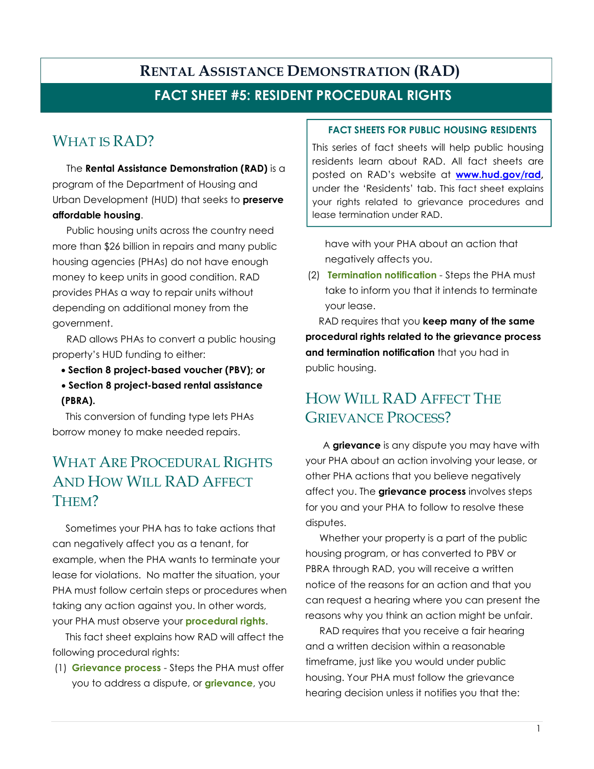# Rental Assistance Demonstration (RAD)

## FACT SHEET #5: RESIDENT PROCEDURAL RIGHTS

## What is RAD?

The **Rental Assistance Demonstration (RAD)** is a program of the Department of Housing and Urban Development (HUD) that seeks to **preserve affordable housing**.

Public housing units across the country need more than $26 billion in repairs and many public housing agencies (PHAs) do not have enough money to keep units in good condition. RAD provides PHAs a way to repair units without depending on additional money from the government.

RAD allows PHAs to convert a public housing property's HUD funding to either:

- **Section 8 project-based voucher (PBV); or**
- **Section 8 project-based rental assistance (PBRA).**

This conversion of funding type lets PHAs borrow money to make needed repairs.

## What Are Procedural Rights And How Will RAD Affect Them?

Sometimes your PHA has to take actions that can negatively affect you as a tenant, for example, when the PHA wants to terminate your lease for violations. No matter the situation, your PHA must follow certain steps or procedures when taking any action against you. In other words, your PHA must observe your **procedural rights**.

This fact sheet explains how RAD will affect the following procedural rights:

(1) **Grievance process** - Steps the PHA must offer you to address a dispute, or **grievance**, you have with your PHA about an action that negatively affects you.

(2) **Termination notification** - Steps the PHA must take to inform you that it intends to terminate your lease.

RAD requires that you **keep many of the same procedural rights related to the grievance process and termination notification** that you had in public housing.

> **FACT SHEETS FOR PUBLIC HOUSING RESIDENTS**
>
> This series of fact sheets will help public housing residents learn about RAD. All fact sheets are posted on RAD's website at **www.hud.gov/rad**, under the 'Residents' tab. This fact sheet explains your rights related to grievance procedures and lease termination under RAD.

## How Will RAD Affect The Grievance Process?

A **grievance** is any dispute you may have with your PHA about an action involving your lease, or other PHA actions that you believe negatively affect you. The **grievance process** involves steps for you and your PHA to follow to resolve these disputes.

Whether your property is a part of the public housing program, or has converted to PBV or PBRA through RAD, you will receive a written notice of the reasons for an action and that you can request a hearing where you can present the reasons why you think an action might be unfair.

RAD requires that you receive a fair hearing and a written decision within a reasonable timeframe, just like you would under public housing. Your PHA must follow the grievance hearing decision unless it notifies you that the: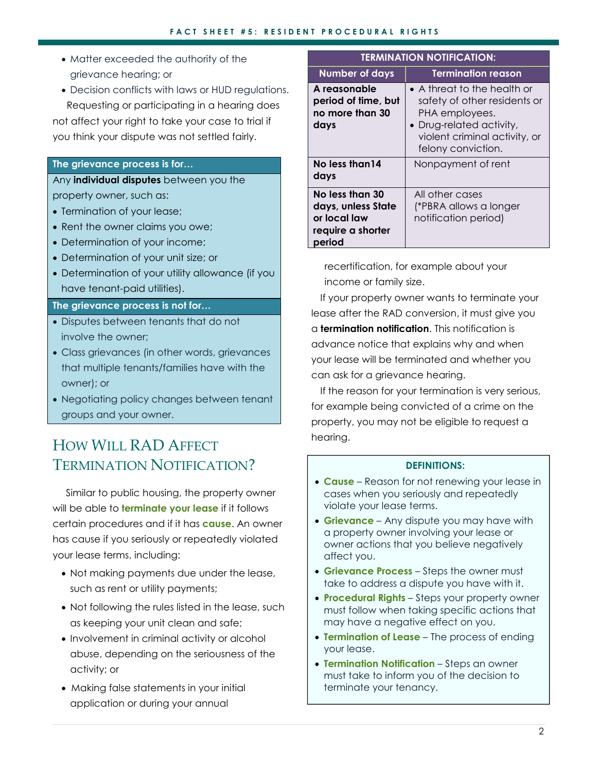- Matter exceeded the authority of the grievance hearing; or
- Decision conflicts with laws or HUD regulations.

Requesting or participating in a hearing does not affect your right to take your case to trial if you think your dispute was not settled fairly.

| The grievance process is for… |
| --- |
| Any **individual disputes** between you the property owner, such as:<br>• Termination of your lease;<br>• Rent the owner claims you owe;<br>• Determination of your income;<br>• Determination of your unit size; or<br>• Determination of your utility allowance (if you have tenant-paid utilities). |
| **The grievance process is not for…** |
| • Disputes between tenants that do not involve the owner;<br>• Class grievances (in other words, grievances that multiple tenants/families have with the owner); or<br>• Negotiating policy changes between tenant groups and your owner. |

## HOW WILL RAD AFFECT TERMINATION NOTIFICATION?

Similar to public housing, the property owner will be able to **terminate your lease** if it follows certain procedures and if it has **cause**. An owner has cause if you seriously or repeatedly violated your lease terms, including:

- Not making payments due under the lease, such as rent or utility payments;
- Not following the rules listed in the lease, such as keeping your unit clean and safe;
- Involvement in criminal activity or alcohol abuse, depending on the seriousness of the activity; or
- Making false statements in your initial application or during your annual recertification, for example about your income or family size.

| TERMINATION NOTIFICATION: | |
| --- | --- |
| **Number of days** | **Termination reason** |
| **A reasonable period of time, but no more than 30 days** | • A threat to the health or safety of other residents or PHA employees.<br>• Drug-related activity, violent criminal activity, or felony conviction. |
| **No less than14 days** | Nonpayment of rent |
| **No less than 30 days, unless State or local law require a shorter period** | All other cases (*PBRA allows a longer notification period) |

If your property owner wants to terminate your lease after the RAD conversion, it must give you a **termination notification**. This notification is advance notice that explains why and when your lease will be terminated and whether you can ask for a grievance hearing.

If the reason for your termination is very serious, for example being convicted of a crime on the property, you may not be eligible to request a hearing.

**DEFINITIONS:**

- **Cause** – Reason for not renewing your lease in cases when you seriously and repeatedly violate your lease terms.
- **Grievance** – Any dispute you may have with a property owner involving your lease or owner actions that you believe negatively affect you.
- **Grievance Process** – Steps the owner must take to address a dispute you have with it.
- **Procedural Rights** – Steps your property owner must follow when taking specific actions that may have a negative effect on you.
- **Termination of Lease** – The process of ending your lease.
- **Termination Notification** – Steps an owner must take to inform you of the decision to terminate your tenancy.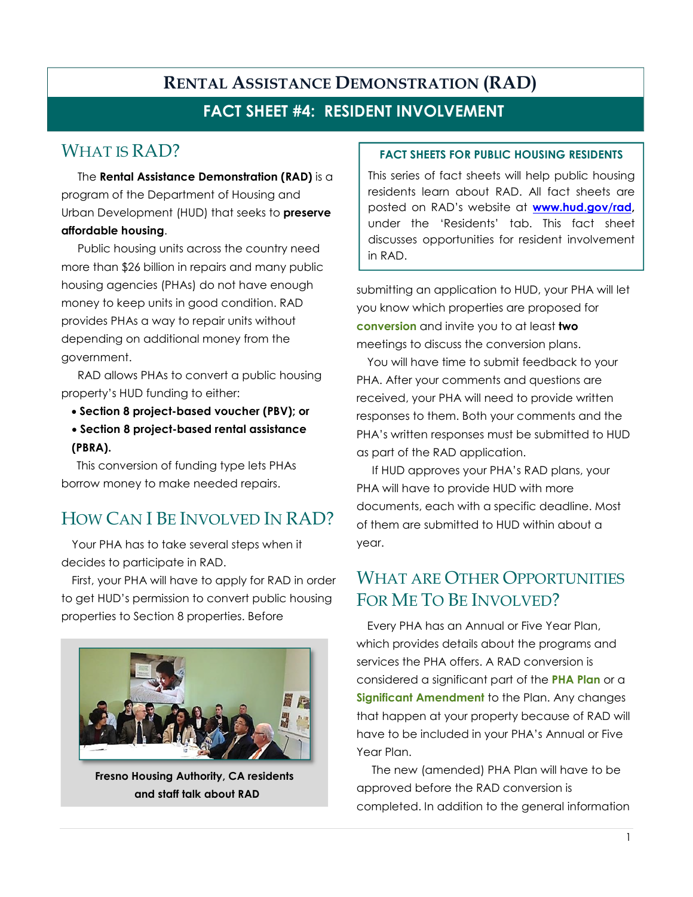# Rental Assistance Demonstration (RAD)

## Fact Sheet #4: Resident Involvement

## What is RAD?

The **Rental Assistance Demonstration (RAD)** is a program of the Department of Housing and Urban Development (HUD) that seeks to **preserve affordable housing**.

Public housing units across the country need more than $26 billion in repairs and many public housing agencies (PHAs) do not have enough money to keep units in good condition. RAD provides PHAs a way to repair units without depending on additional money from the government.

RAD allows PHAs to convert a public housing property's HUD funding to either:

- **Section 8 project-based voucher (PBV); or**
- **Section 8 project-based rental assistance (PBRA).**

This conversion of funding type lets PHAs borrow money to make needed repairs.

## How Can I Be Involved In RAD?

Your PHA has to take several steps when it decides to participate in RAD.

First, your PHA will have to apply for RAD in order to get HUD's permission to convert public housing properties to Section 8 properties. Before submitting an application to HUD, your PHA will let you know which properties are proposed for **conversion** and invite you to at least **two** meetings to discuss the conversion plans.

**Fresno Housing Authority, CA residents and staff talk about RAD**

**FACT SHEETS FOR PUBLIC HOUSING RESIDENTS**

This series of fact sheets will help public housing residents learn about RAD. All fact sheets are posted on RAD's website at **www.hud.gov/rad**, under the 'Residents' tab. This fact sheet discusses opportunities for resident involvement in RAD.

You will have time to submit feedback to your PHA. After your comments and questions are received, your PHA will need to provide written responses to them. Both your comments and the PHA's written responses must be submitted to HUD as part of the RAD application.

If HUD approves your PHA's RAD plans, your PHA will have to provide HUD with more documents, each with a specific deadline. Most of them are submitted to HUD within about a year.

## What Are Other Opportunities For Me To Be Involved?

Every PHA has an Annual or Five Year Plan, which provides details about the programs and services the PHA offers. A RAD conversion is considered a significant part of the **PHA Plan** or a **Significant Amendment** to the Plan. Any changes that happen at your property because of RAD will have to be included in your PHA's Annual or Five Year Plan.

The new (amended) PHA Plan will have to be approved before the RAD conversion is completed. In addition to the general information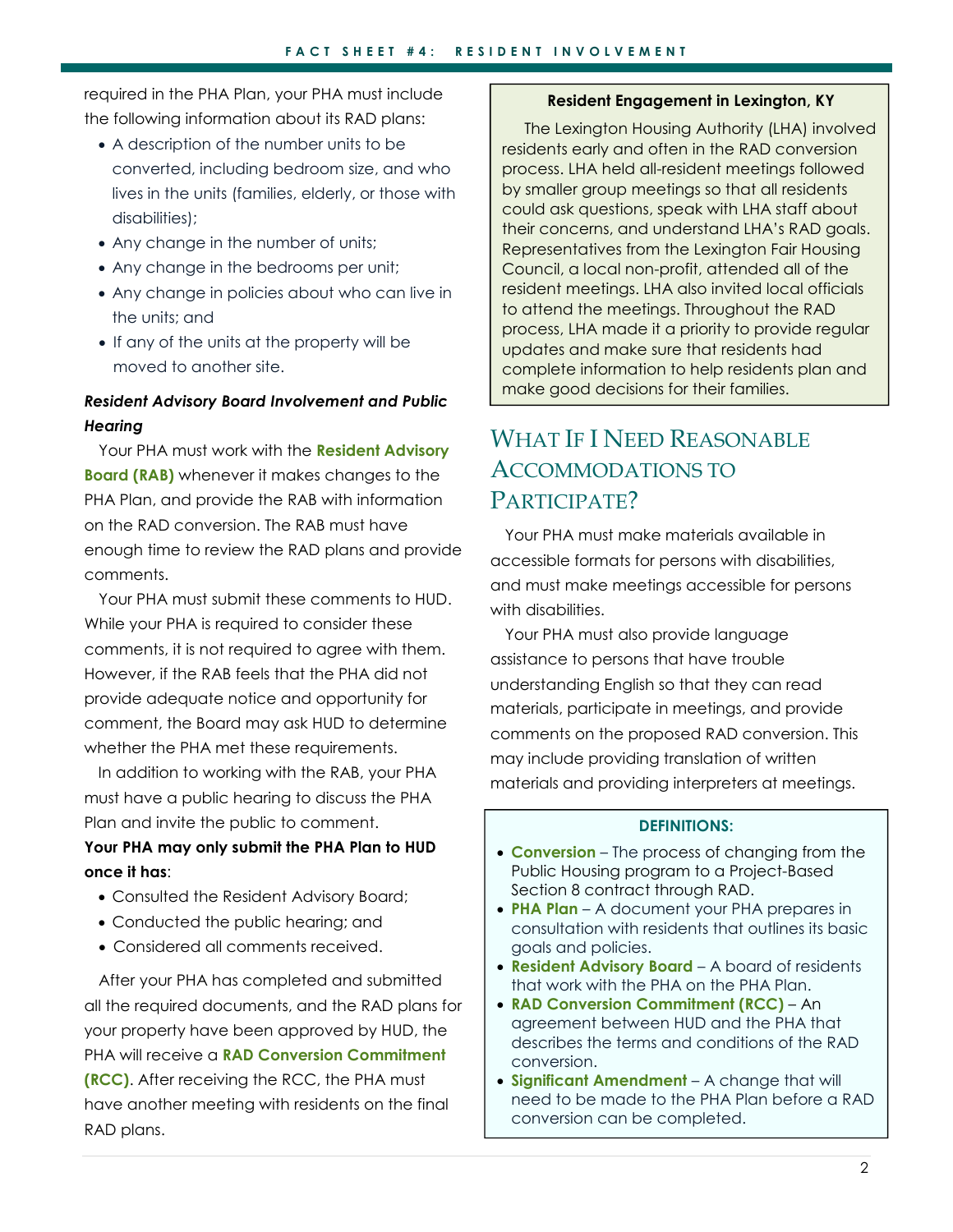required in the PHA Plan, your PHA must include the following information about its RAD plans:

- A description of the number units to be converted, including bedroom size, and who lives in the units (families, elderly, or those with disabilities);
- Any change in the number of units;
- Any change in the bedrooms per unit;
- Any change in policies about who can live in the units; and
- If any of the units at the property will be moved to another site.

***Resident Advisory Board Involvement and Public Hearing***

Your PHA must work with the **Resident Advisory Board (RAB)** whenever it makes changes to the PHA Plan, and provide the RAB with information on the RAD conversion. The RAB must have enough time to review the RAD plans and provide comments.

Your PHA must submit these comments to HUD. While your PHA is required to consider these comments, it is not required to agree with them. However, if the RAB feels that the PHA did not provide adequate notice and opportunity for comment, the Board may ask HUD to determine whether the PHA met these requirements.

In addition to working with the RAB, your PHA must have a public hearing to discuss the PHA Plan and invite the public to comment.

**Your PHA may only submit the PHA Plan to HUD once it has**:

- Consulted the Resident Advisory Board;
- Conducted the public hearing; and
- Considered all comments received.

After your PHA has completed and submitted all the required documents, and the RAD plans for your property have been approved by HUD, the PHA will receive a **RAD Conversion Commitment (RCC)**. After receiving the RCC, the PHA must have another meeting with residents on the final RAD plans.

**Resident Engagement in Lexington, KY**

The Lexington Housing Authority (LHA) involved residents early and often in the RAD conversion process. LHA held all-resident meetings followed by smaller group meetings so that all residents could ask questions, speak with LHA staff about their concerns, and understand LHA's RAD goals. Representatives from the Lexington Fair Housing Council, a local non-profit, attended all of the resident meetings. LHA also invited local officials to attend the meetings. Throughout the RAD process, LHA made it a priority to provide regular updates and make sure that residents had complete information to help residents plan and make good decisions for their families.

## What If I Need Reasonable Accommodations to Participate?

Your PHA must make materials available in accessible formats for persons with disabilities, and must make meetings accessible for persons with disabilities.

Your PHA must also provide language assistance to persons that have trouble understanding English so that they can read materials, participate in meetings, and provide comments on the proposed RAD conversion. This may include providing translation of written materials and providing interpreters at meetings.

**DEFINITIONS:**

- **Conversion** – The process of changing from the Public Housing program to a Project-Based Section 8 contract through RAD.
- **PHA Plan** – A document your PHA prepares in consultation with residents that outlines its basic goals and policies.
- **Resident Advisory Board** – A board of residents that work with the PHA on the PHA Plan.
- **RAD Conversion Commitment (RCC)** – An agreement between HUD and the PHA that describes the terms and conditions of the RAD conversion.
- **Significant Amendment** – A change that will need to be made to the PHA Plan before a RAD conversion can be completed.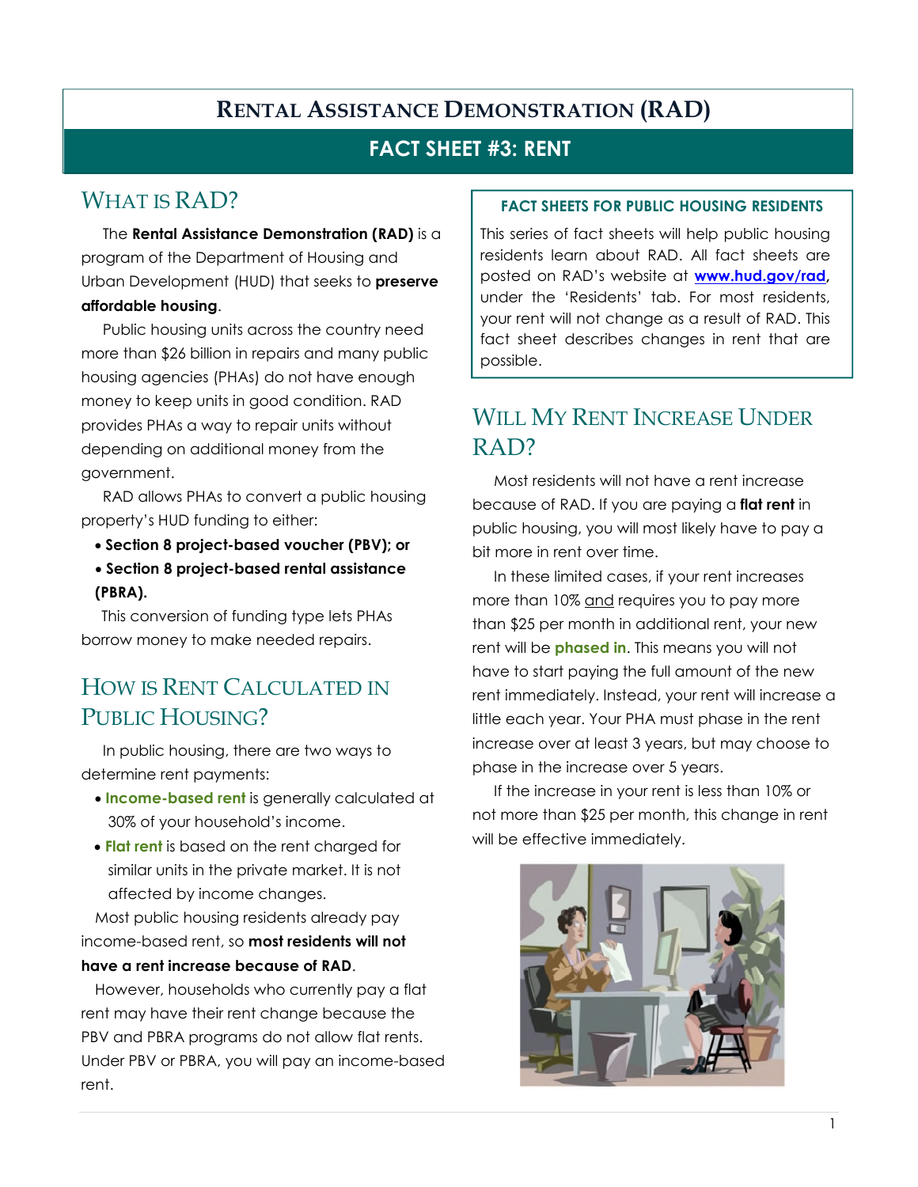# RENTAL ASSISTANCE DEMONSTRATION (RAD)

## FACT SHEET #3: RENT

## WHAT IS RAD?

The **Rental Assistance Demonstration (RAD)** is a program of the Department of Housing and Urban Development (HUD) that seeks to **preserve affordable housing**.

Public housing units across the country need more than $26 billion in repairs and many public housing agencies (PHAs) do not have enough money to keep units in good condition. RAD provides PHAs a way to repair units without depending on additional money from the government.

RAD allows PHAs to convert a public housing property's HUD funding to either:

- **Section 8 project-based voucher (PBV); or**
- **Section 8 project-based rental assistance (PBRA).**

This conversion of funding type lets PHAs borrow money to make needed repairs.

## HOW IS RENT CALCULATED IN PUBLIC HOUSING?

In public housing, there are two ways to determine rent payments:

- **Income-based rent** is generally calculated at 30% of your household's income.
- **Flat rent** is based on the rent charged for similar units in the private market. It is not affected by income changes.

Most public housing residents already pay income-based rent, so **most residents will not have a rent increase because of RAD**.

However, households who currently pay a flat rent may have their rent change because the PBV and PBRA programs do not allow flat rents. Under PBV or PBRA, you will pay an income-based rent.

### FACT SHEETS FOR PUBLIC HOUSING RESIDENTS

This series of fact sheets will help public housing residents learn about RAD. All fact sheets are posted on RAD's website at **www.hud.gov/rad**, under the 'Residents' tab. For most residents, your rent will not change as a result of RAD. This fact sheet describes changes in rent that are possible.

## WILL MY RENT INCREASE UNDER RAD?

Most residents will not have a rent increase because of RAD. If you are paying a **flat rent** in public housing, you will most likely have to pay a bit more in rent over time.

In these limited cases, if your rent increases more than 10% and requires you to pay more than $25 per month in additional rent, your new rent will be **phased in**. This means you will not have to start paying the full amount of the new rent immediately. Instead, your rent will increase a little each year. Your PHA must phase in the rent increase over at least 3 years, but may choose to phase in the increase over 5 years.

If the increase in your rent is less than 10% or not more than $25 per month, this change in rent will be effective immediately.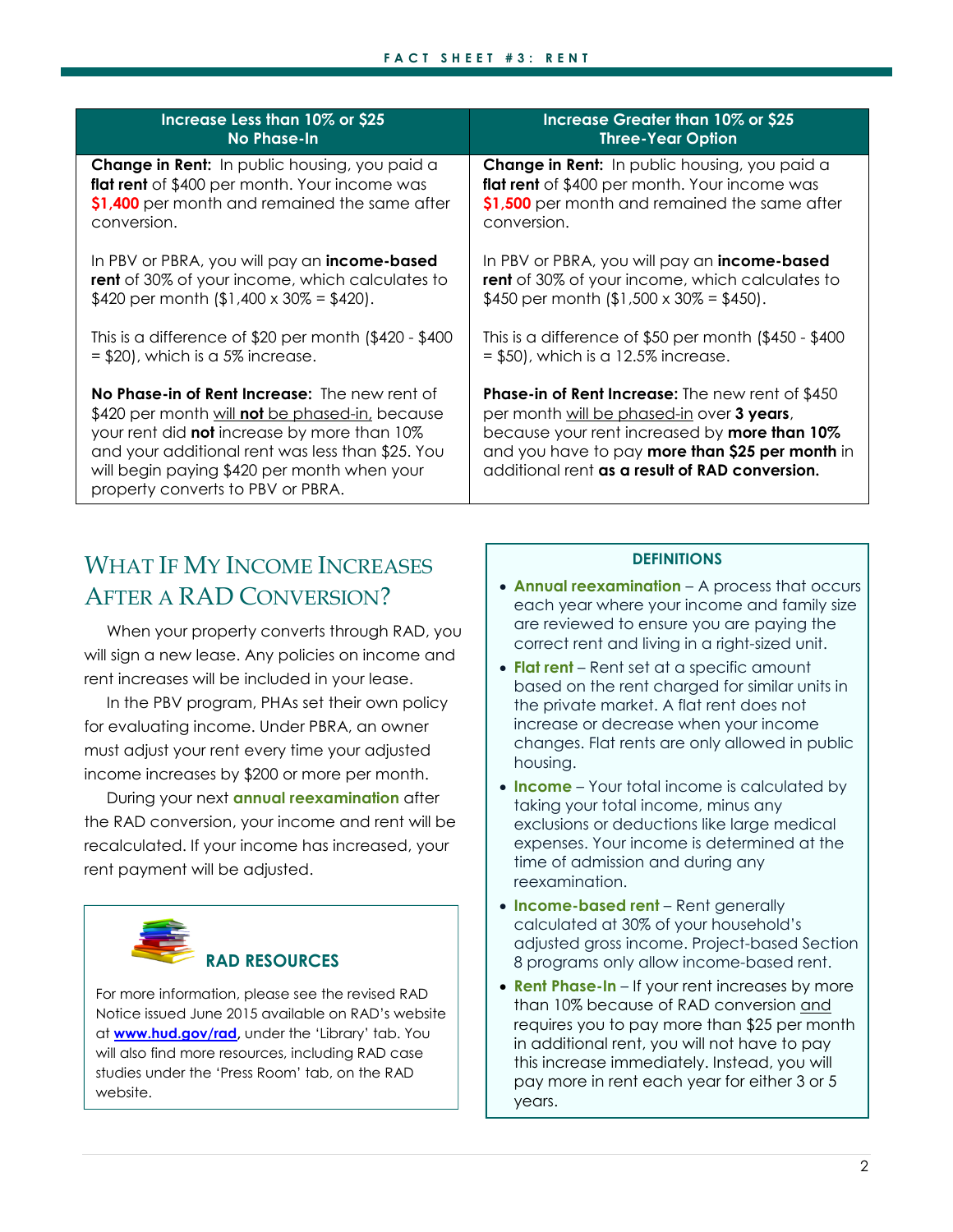| Increase Less than 10% or $25 No Phase-In | Increase Greater than 10% or $25 Three-Year Option |
|---|---|
| **Change in Rent:** In public housing, you paid a **flat rent** of $400 per month. Your income was **$1,400** per month and remained the same after conversion.<br><br>In PBV or PBRA, you will pay an **income-based rent** of 30% of your income, which calculates to $420 per month ($1,400 x 30% = $420).<br><br>This is a difference of $20 per month ($420 - $400 = $20), which is a 5% increase.<br><br>**No Phase-in of Rent Increase:** The new rent of $420 per month will **not** be phased-in, because your rent did **not** increase by more than 10% and your additional rent was less than $25. You will begin paying $420 per month when your property converts to PBV or PBRA. | **Change in Rent:** In public housing, you paid a **flat rent** of $400 per month. Your income was **$1,500** per month and remained the same after conversion.<br><br>In PBV or PBRA, you will pay an **income-based rent** of 30% of your income, which calculates to $450 per month ($1,500 x 30% = $450).<br><br>This is a difference of $50 per month ($450 - $400 = $50), which is a 12.5% increase.<br><br>**Phase-in of Rent Increase:** The new rent of $450 per month will be phased-in over **3 years**, because your rent increased by **more than 10%** and you have to pay **more than $25 per month** in additional rent **as a result of RAD conversion.** |

## What If My Income Increases After a RAD Conversion?

When your property converts through RAD, you will sign a new lease. Any policies on income and rent increases will be included in your lease.

In the PBV program, PHAs set their own policy for evaluating income. Under PBRA, an owner must adjust your rent every time your adjusted income increases by $200 or more per month.

During your next **annual reexamination** after the RAD conversion, your income and rent will be recalculated. If your income has increased, your rent payment will be adjusted.

### RAD Resources

For more information, please see the revised RAD Notice issued June 2015 available on RAD's website at **www.hud.gov/rad**, under the 'Library' tab. You will also find more resources, including RAD case studies under the 'Press Room' tab, on the RAD website.

### Definitions

- **Annual reexamination** – A process that occurs each year where your income and family size are reviewed to ensure you are paying the correct rent and living in a right-sized unit.
- **Flat rent** – Rent set at a specific amount based on the rent charged for similar units in the private market. A flat rent does not increase or decrease when your income changes. Flat rents are only allowed in public housing.
- **Income** – Your total income is calculated by taking your total income, minus any exclusions or deductions like large medical expenses. Your income is determined at the time of admission and during any reexamination.
- **Income-based rent** – Rent generally calculated at 30% of your household's adjusted gross income. Project-based Section 8 programs only allow income-based rent.
- **Rent Phase-In** – If your rent increases by more than 10% because of RAD conversion and requires you to pay more than $25 per month in additional rent, you will not have to pay this increase immediately. Instead, you will pay more in rent each year for either 3 or 5 years.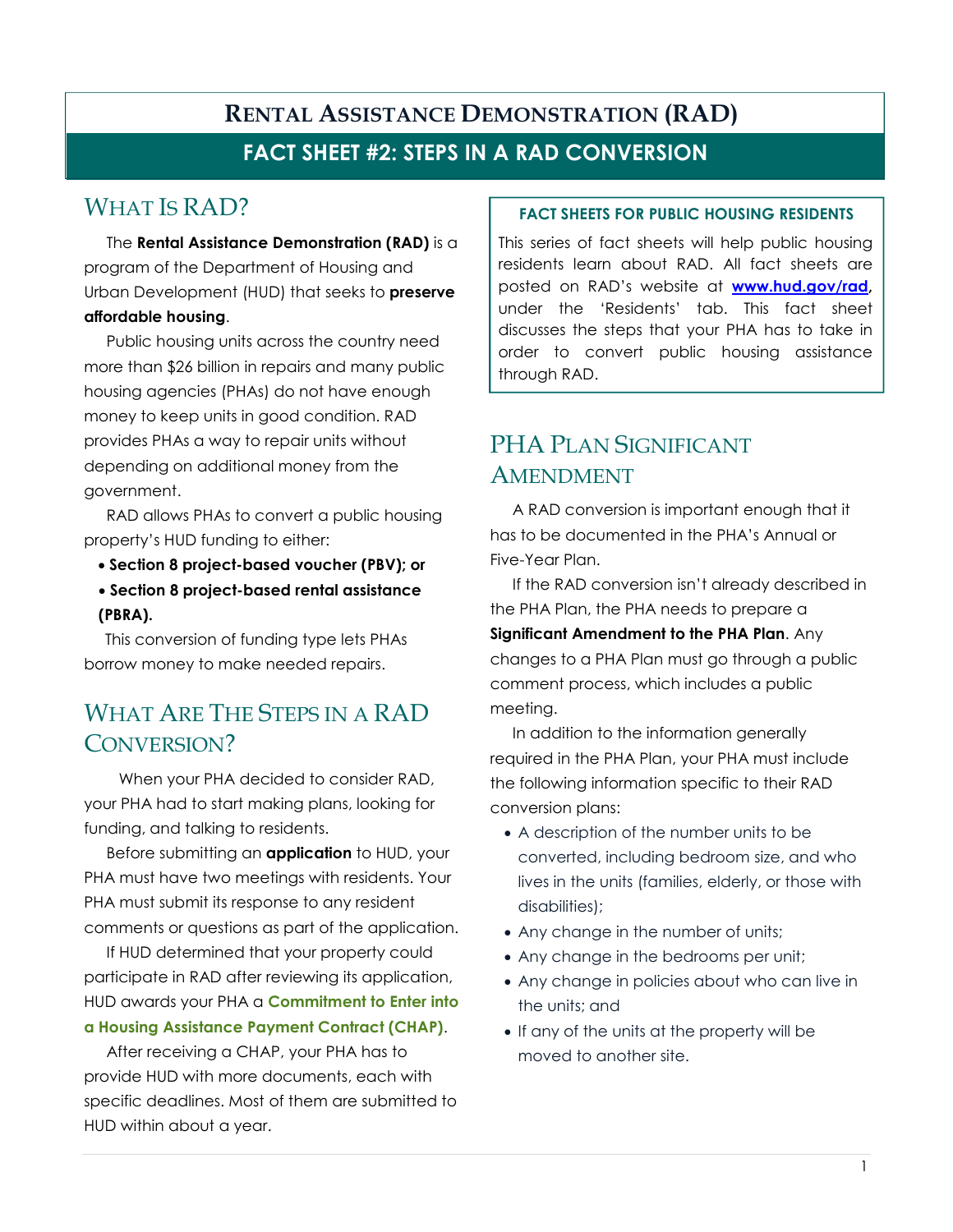# RENTAL ASSISTANCE DEMONSTRATION (RAD)

## FACT SHEET #2: STEPS IN A RAD CONVERSION

## WHAT IS RAD?

The **Rental Assistance Demonstration (RAD)** is a program of the Department of Housing and Urban Development (HUD) that seeks to **preserve affordable housing**.

Public housing units across the country need more than $26 billion in repairs and many public housing agencies (PHAs) do not have enough money to keep units in good condition. RAD provides PHAs a way to repair units without depending on additional money from the government.

RAD allows PHAs to convert a public housing property's HUD funding to either:

- **Section 8 project-based voucher (PBV); or**
- **Section 8 project-based rental assistance (PBRA).**

This conversion of funding type lets PHAs borrow money to make needed repairs.

## WHAT ARE THE STEPS IN A RAD CONVERSION?

When your PHA decided to consider RAD, your PHA had to start making plans, looking for funding, and talking to residents.

Before submitting an **application** to HUD, your PHA must have two meetings with residents. Your PHA must submit its response to any resident comments or questions as part of the application.

If HUD determined that your property could participate in RAD after reviewing its application, HUD awards your PHA a **Commitment to Enter into a Housing Assistance Payment Contract (CHAP)**.

After receiving a CHAP, your PHA has to provide HUD with more documents, each with specific deadlines. Most of them are submitted to HUD within about a year.

**FACT SHEETS FOR PUBLIC HOUSING RESIDENTS**

This series of fact sheets will help public housing residents learn about RAD. All fact sheets are posted on RAD's website at **www.hud.gov/rad**, under the 'Residents' tab. This fact sheet discusses the steps that your PHA has to take in order to convert public housing assistance through RAD.

## PHA PLAN SIGNIFICANT AMENDMENT

A RAD conversion is important enough that it has to be documented in the PHA's Annual or Five-Year Plan.

If the RAD conversion isn't already described in the PHA Plan, the PHA needs to prepare a **Significant Amendment to the PHA Plan**. Any changes to a PHA Plan must go through a public comment process, which includes a public meeting.

In addition to the information generally required in the PHA Plan, your PHA must include the following information specific to their RAD conversion plans:

- A description of the number units to be converted, including bedroom size, and who lives in the units (families, elderly, or those with disabilities);
- Any change in the number of units;
- Any change in the bedrooms per unit;
- Any change in policies about who can live in the units; and
- If any of the units at the property will be moved to another site.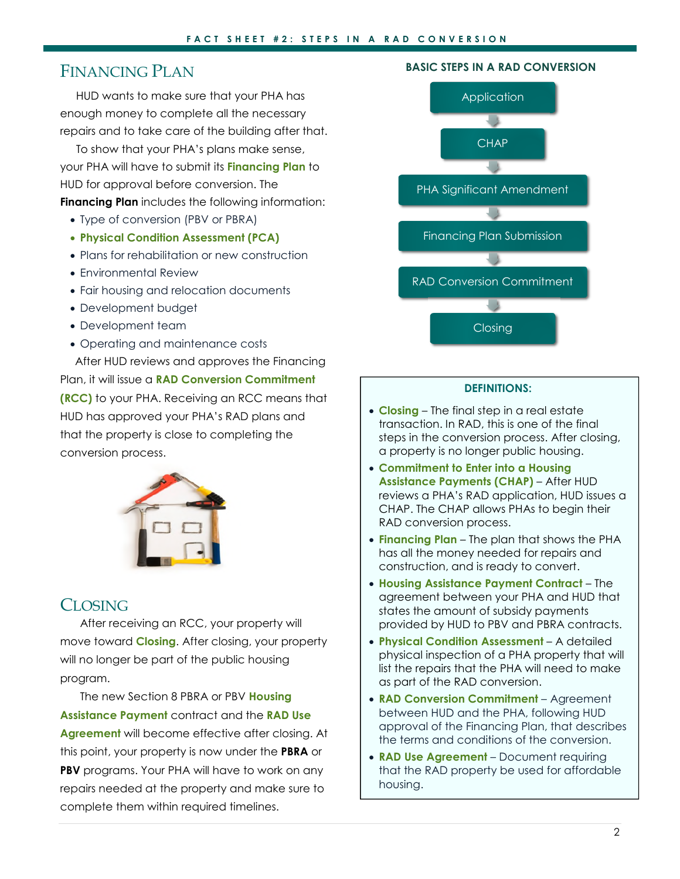## Financing Plan

HUD wants to make sure that your PHA has enough money to complete all the necessary repairs and to take care of the building after that.

To show that your PHA's plans make sense, your PHA will have to submit its **Financing Plan** to HUD for approval before conversion. The **Financing Plan** includes the following information:

- Type of conversion (PBV or PBRA)
- **Physical Condition Assessment (PCA)**
- Plans for rehabilitation or new construction
- Environmental Review
- Fair housing and relocation documents
- Development budget
- Development team
- Operating and maintenance costs

After HUD reviews and approves the Financing Plan, it will issue a **RAD Conversion Commitment (RCC)** to your PHA. Receiving an RCC means that HUD has approved your PHA's RAD plans and that the property is close to completing the conversion process.

## Closing

After receiving an RCC, your property will move toward **Closing**. After closing, your property will no longer be part of the public housing program.

The new Section 8 PBRA or PBV **Housing Assistance Payment** contract and the **RAD Use Agreement** will become effective after closing. At this point, your property is now under the **PBRA** or **PBV** programs. Your PHA will have to work on any repairs needed at the property and make sure to complete them within required timelines.

### BASIC STEPS IN A RAD CONVERSION

Application

CHAP

PHA Significant Amendment

Financing Plan Submission

RAD Conversion Commitment

Closing

### DEFINITIONS:

- **Closing** – The final step in a real estate transaction. In RAD, this is one of the final steps in the conversion process. After closing, a property is no longer public housing.
- **Commitment to Enter into a Housing Assistance Payments (CHAP)** – After HUD reviews a PHA's RAD application, HUD issues a CHAP. The CHAP allows PHAs to begin their RAD conversion process.
- **Financing Plan** – The plan that shows the PHA has all the money needed for repairs and construction, and is ready to convert.
- **Housing Assistance Payment Contract** – The agreement between your PHA and HUD that states the amount of subsidy payments provided by HUD to PBV and PBRA contracts.
- **Physical Condition Assessment** – A detailed physical inspection of a PHA property that will list the repairs that the PHA will need to make as part of the RAD conversion.
- **RAD Conversion Commitment** – Agreement between HUD and the PHA, following HUD approval of the Financing Plan, that describes the terms and conditions of the conversion.
- **RAD Use Agreement** – Document requiring that the RAD property be used for affordable housing.